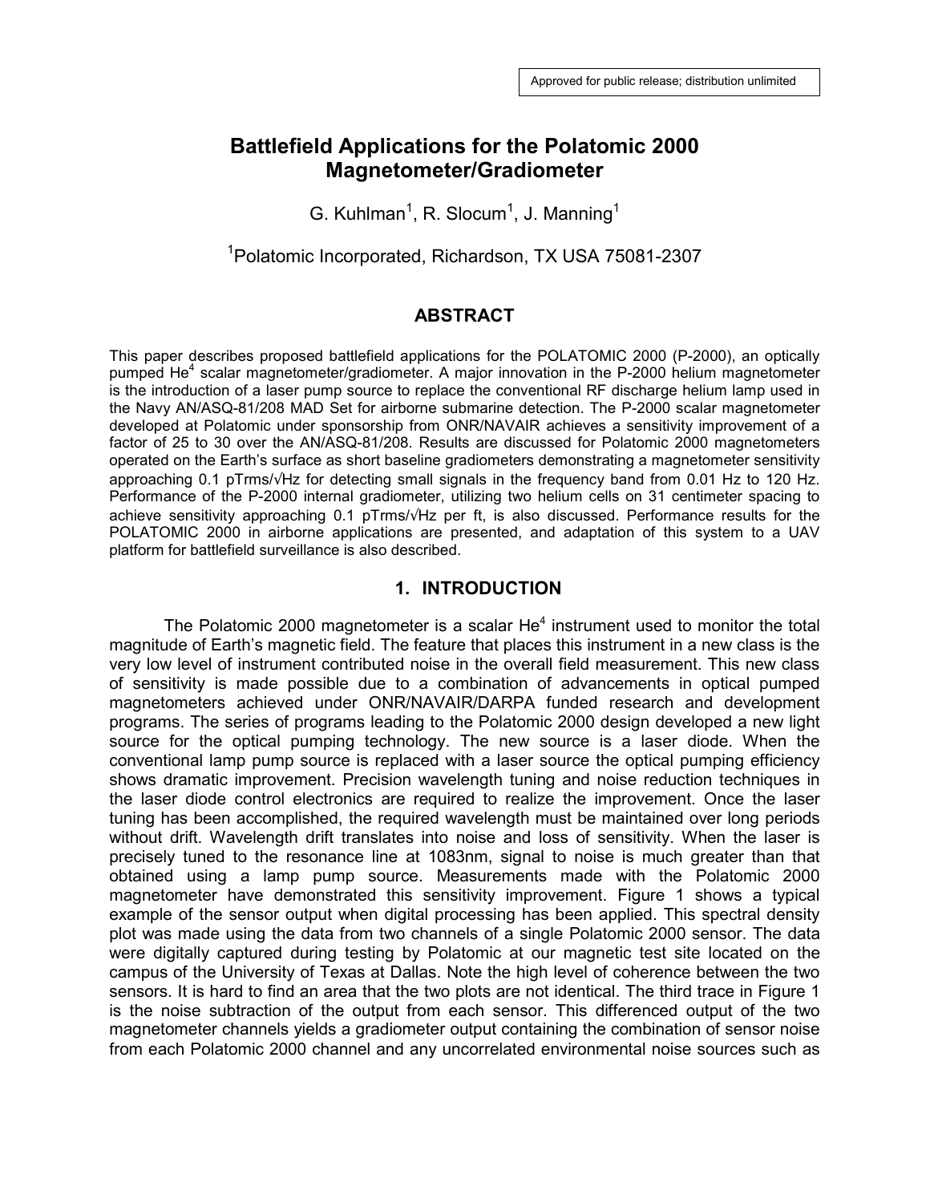Approved for public release; distribution unlimited

# Battlefield Applications for the Polatomic 2000 Magnetometer/Gradiometer

G. Kuhlman[1], R. Slocum[1], J. Manning[1]

[1]Polatomic Incorporated, Richardson, TX USA 75081-2307

## ABSTRACT

This paper describes proposed battlefield applications for the POLATOMIC 2000 (P-2000), an optically pumped $He^4$ scalar magnetometer/gradiometer. A major innovation in the P-2000 helium magnetometer is the introduction of a laser pump source to replace the conventional RF discharge helium lamp used in the Navy AN/ASQ-81/208 MAD Set for airborne submarine detection. The P-2000 scalar magnetometer developed at Polatomic under sponsorship from ONR/NAVAIR achieves a sensitivity improvement of a factor of 25 to 30 over the AN/ASQ-81/208. Results are discussed for Polatomic 2000 magnetometers operated on the Earth's surface as short baseline gradiometers demonstrating a magnetometer sensitivity approaching 0.1 pTrms/√Hz for detecting small signals in the frequency band from 0.01 Hz to 120 Hz. Performance of the P-2000 internal gradiometer, utilizing two helium cells on 31 centimeter spacing to achieve sensitivity approaching 0.1 pTrms/√Hz per ft, is also discussed. Performance results for the POLATOMIC 2000 in airborne applications are presented, and adaptation of this system to a UAV platform for battlefield surveillance is also described.

## 1. INTRODUCTION

The Polatomic 2000 magnetometer is a scalar $He^4$ instrument used to monitor the total magnitude of Earth's magnetic field. The feature that places this instrument in a new class is the very low level of instrument contributed noise in the overall field measurement. This new class of sensitivity is made possible due to a combination of advancements in optical pumped magnetometers achieved under ONR/NAVAIR/DARPA funded research and development programs. The series of programs leading to the Polatomic 2000 design developed a new light source for the optical pumping technology. The new source is a laser diode. When the conventional lamp pump source is replaced with a laser source the optical pumping efficiency shows dramatic improvement. Precision wavelength tuning and noise reduction techniques in the laser diode control electronics are required to realize the improvement. Once the laser tuning has been accomplished, the required wavelength must be maintained over long periods without drift. Wavelength drift translates into noise and loss of sensitivity. When the laser is precisely tuned to the resonance line at 1083nm, signal to noise is much greater than that obtained using a lamp pump source. Measurements made with the Polatomic 2000 magnetometer have demonstrated this sensitivity improvement. Figure 1 shows a typical example of the sensor output when digital processing has been applied. This spectral density plot was made using the data from two channels of a single Polatomic 2000 sensor. The data were digitally captured during testing by Polatomic at our magnetic test site located on the campus of the University of Texas at Dallas. Note the high level of coherence between the two sensors. It is hard to find an area that the two plots are not identical. The third trace in Figure 1 is the noise subtraction of the output from each sensor. This differenced output of the two magnetometer channels yields a gradiometer output containing the combination of sensor noise from each Polatomic 2000 channel and any uncorrelated environmental noise sources such as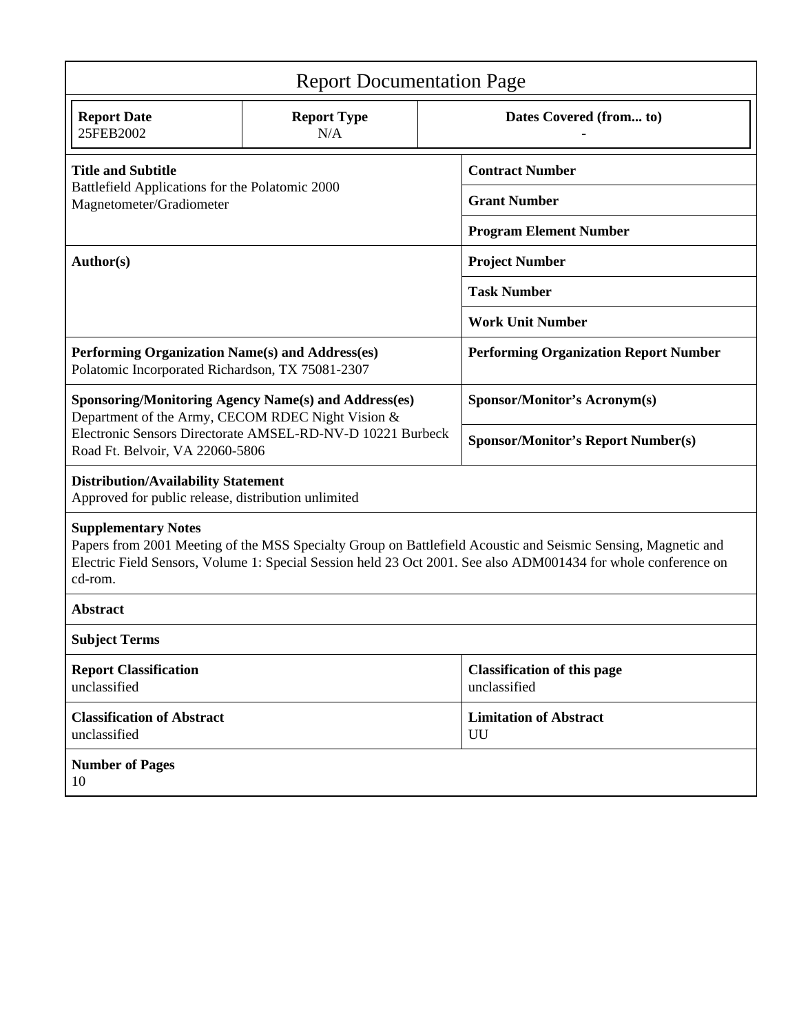# Report Documentation Page

| Report Date | Report Type | Dates Covered (from... to) |
|---|---|---|
| 25FEB2002 | N/A | - |

| | |
|---|---|
| **Title and Subtitle**<br>Battlefield Applications for the Polatomic 2000 Magnetometer/Gradiometer | **Contract Number** |
| | **Grant Number** |
| | **Program Element Number** |
| **Author(s)** | **Project Number** |
| | **Task Number** |
| | **Work Unit Number** |
| **Performing Organization Name(s) and Address(es)**<br>Polatomic Incorporated Richardson, TX 75081-2307 | **Performing Organization Report Number** |
| **Sponsoring/Monitoring Agency Name(s) and Address(es)**<br>Department of the Army, CECOM RDEC Night Vision & Electronic Sensors Directorate AMSEL-RD-NV-D 10221 Burbeck Road Ft. Belvoir, VA 22060-5806 | **Sponsor/Monitor's Acronym(s)** |
| | **Sponsor/Monitor's Report Number(s)** |

**Distribution/Availability Statement**
Approved for public release, distribution unlimited

**Supplementary Notes**
Papers from 2001 Meeting of the MSS Specialty Group on Battlefield Acoustic and Seismic Sensing, Magnetic and Electric Field Sensors, Volume 1: Special Session held 23 Oct 2001. See also ADM001434 for whole conference on cd-rom.

**Abstract**

**Subject Terms**

| | |
|---|---|
| **Report Classification**<br>unclassified | **Classification of this page**<br>unclassified |
| **Classification of Abstract**<br>unclassified | **Limitation of Abstract**<br>UU |

**Number of Pages**
10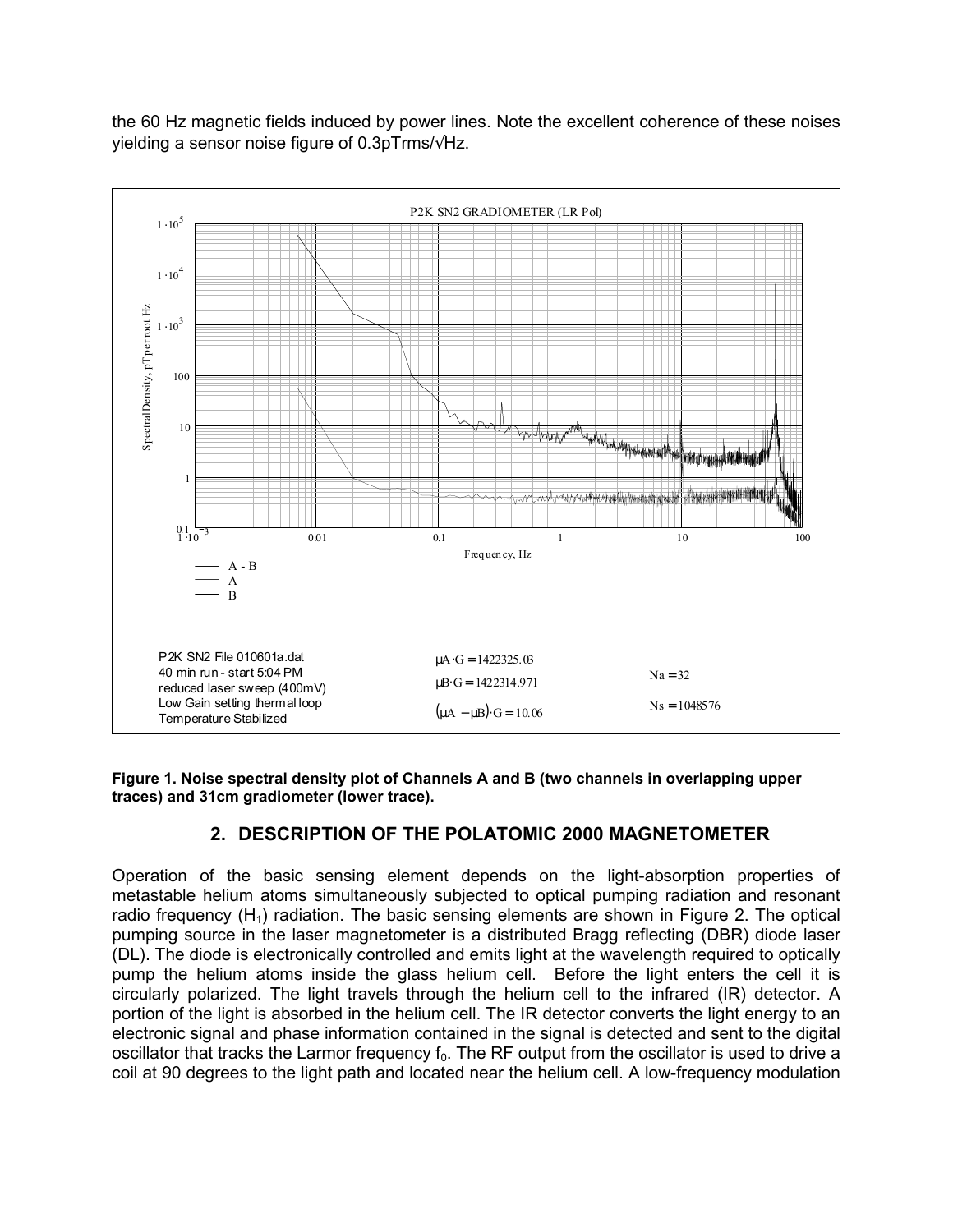the 60 Hz magnetic fields induced by power lines. Note the excellent coherence of these noises yielding a sensor noise figure of 0.3pTrms/√Hz.

**Figure 1. Noise spectral density plot of Channels A and B (two channels in overlapping upper traces) and 31cm gradiometer (lower trace).**

## 2. DESCRIPTION OF THE POLATOMIC 2000 MAGNETOMETER

Operation of the basic sensing element depends on the light-absorption properties of metastable helium atoms simultaneously subjected to optical pumping radiation and resonant radio frequency ($H_1$) radiation. The basic sensing elements are shown in Figure 2. The optical pumping source in the laser magnetometer is a distributed Bragg reflecting (DBR) diode laser (DL). The diode is electronically controlled and emits light at the wavelength required to optically pump the helium atoms inside the glass helium cell. Before the light enters the cell it is circularly polarized. The light travels through the helium cell to the infrared (IR) detector. A portion of the light is absorbed in the helium cell. The IR detector converts the light energy to an electronic signal and phase information contained in the signal is detected and sent to the digital oscillator that tracks the Larmor frequency $f_0$. The RF output from the oscillator is used to drive a coil at 90 degrees to the light path and located near the helium cell. A low-frequency modulation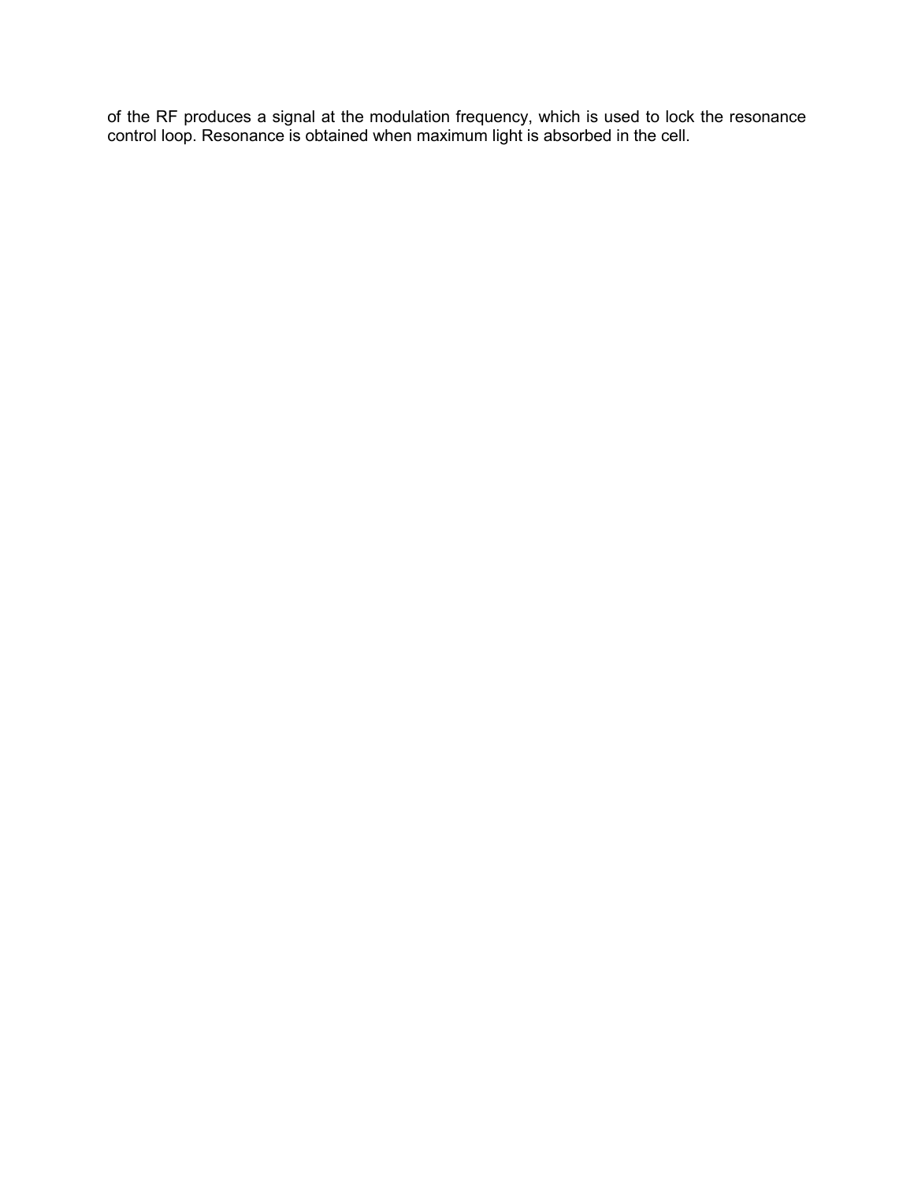of the RF produces a signal at the modulation frequency, which is used to lock the resonance control loop. Resonance is obtained when maximum light is absorbed in the cell.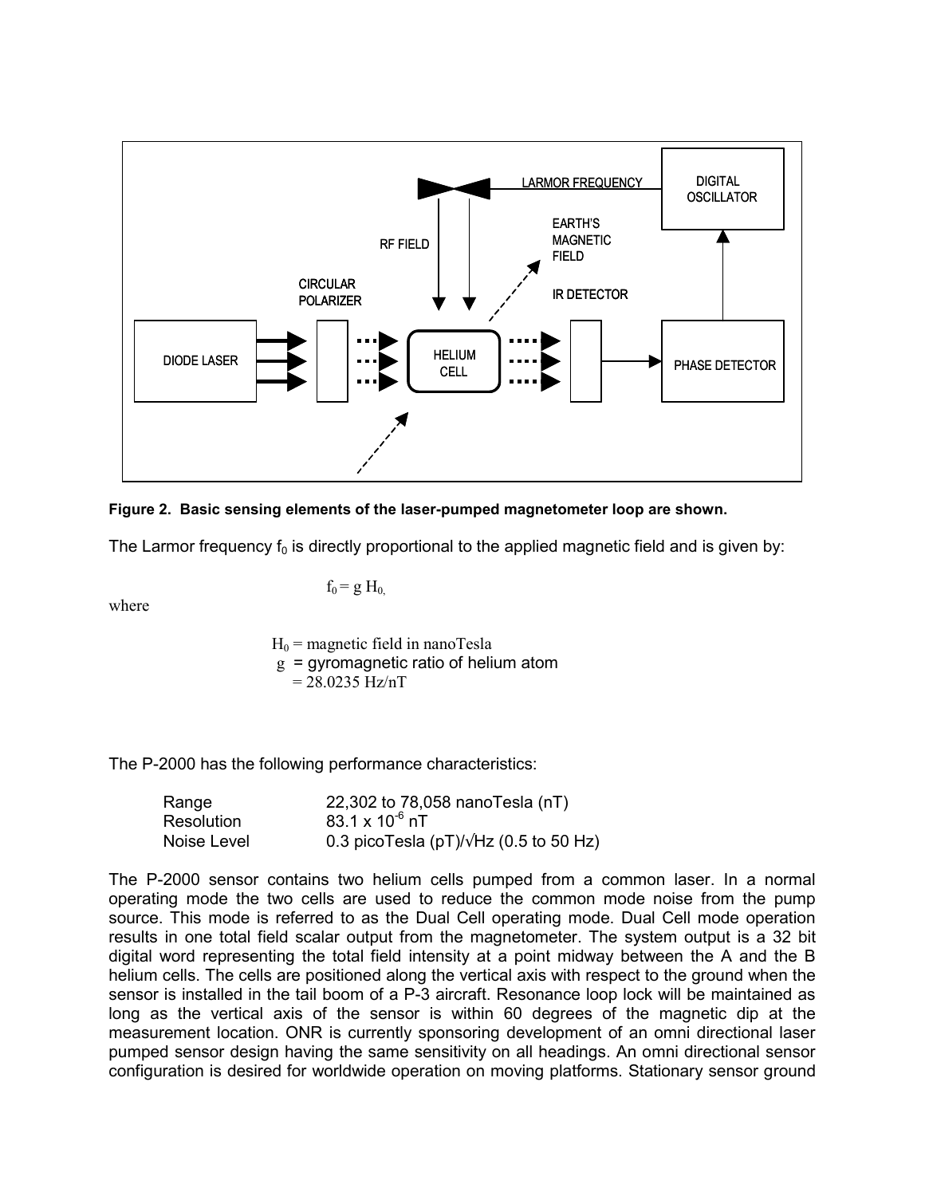**Figure 2. Basic sensing elements of the laser-pumped magnetometer loop are shown.**

The Larmor frequency $f_0$ is directly proportional to the applied magnetic field and is given by:

$$f_0 = g\, H_0,$$

where

$H_0$ = magnetic field in nanoTesla
$g$ = gyromagnetic ratio of helium atom
= 28.0235 Hz/nT

The P-2000 has the following performance characteristics:

| | |
|---|---|
| Range | 22,302 to 78,058 nanoTesla (nT) |
| Resolution | $83.1 \times 10^{-6}$ nT |
| Noise Level | 0.3 picoTesla (pT)/√Hz (0.5 to 50 Hz) |

The P-2000 sensor contains two helium cells pumped from a common laser. In a normal operating mode the two cells are used to reduce the common mode noise from the pump source. This mode is referred to as the Dual Cell operating mode. Dual Cell mode operation results in one total field scalar output from the magnetometer. The system output is a 32 bit digital word representing the total field intensity at a point midway between the A and the B helium cells. The cells are positioned along the vertical axis with respect to the ground when the sensor is installed in the tail boom of a P-3 aircraft. Resonance loop lock will be maintained as long as the vertical axis of the sensor is within 60 degrees of the magnetic dip at the measurement location. ONR is currently sponsoring development of an omni directional laser pumped sensor design having the same sensitivity on all headings. An omni directional sensor configuration is desired for worldwide operation on moving platforms. Stationary sensor ground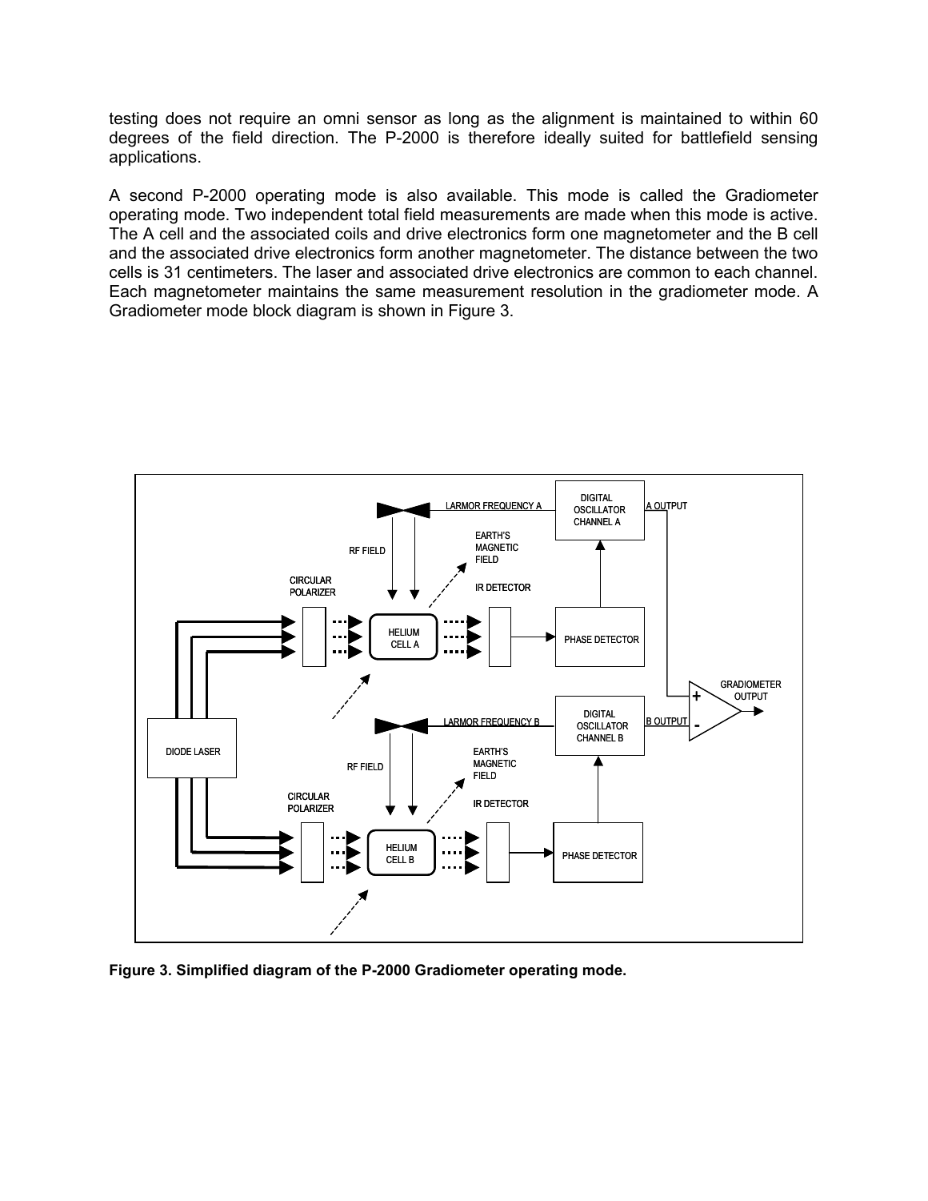testing does not require an omni sensor as long as the alignment is maintained to within 60 degrees of the field direction. The P-2000 is therefore ideally suited for battlefield sensing applications.

A second P-2000 operating mode is also available. This mode is called the Gradiometer operating mode. Two independent total field measurements are made when this mode is active. The A cell and the associated coils and drive electronics form one magnetometer and the B cell and the associated drive electronics form another magnetometer. The distance between the two cells is 31 centimeters. The laser and associated drive electronics are common to each channel. Each magnetometer maintains the same measurement resolution in the gradiometer mode. A Gradiometer mode block diagram is shown in Figure 3.

**Figure 3. Simplified diagram of the P-2000 Gradiometer operating mode.**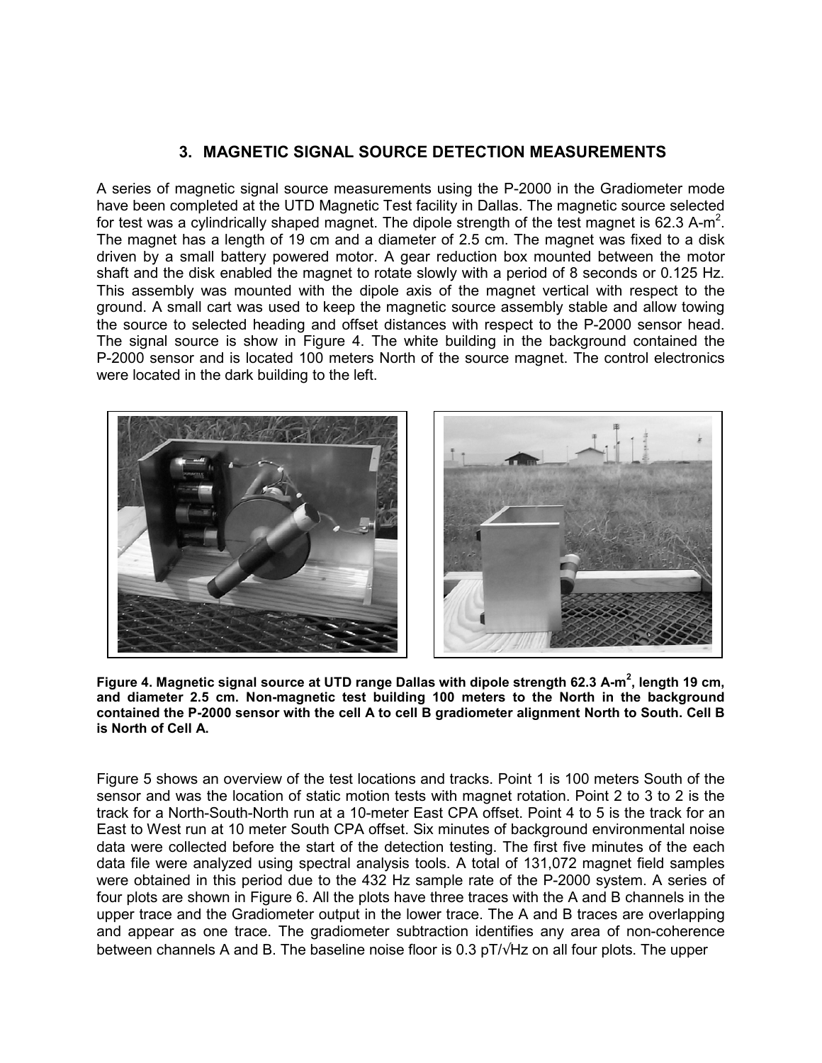## 3. MAGNETIC SIGNAL SOURCE DETECTION MEASUREMENTS

A series of magnetic signal source measurements using the P-2000 in the Gradiometer mode have been completed at the UTD Magnetic Test facility in Dallas. The magnetic source selected for test was a cylindrically shaped magnet. The dipole strength of the test magnet is 62.3 A-m$^2$. The magnet has a length of 19 cm and a diameter of 2.5 cm. The magnet was fixed to a disk driven by a small battery powered motor. A gear reduction box mounted between the motor shaft and the disk enabled the magnet to rotate slowly with a period of 8 seconds or 0.125 Hz. This assembly was mounted with the dipole axis of the magnet vertical with respect to the ground. A small cart was used to keep the magnetic source assembly stable and allow towing the source to selected heading and offset distances with respect to the P-2000 sensor head. The signal source is show in Figure 4. The white building in the background contained the P-2000 sensor and is located 100 meters North of the source magnet. The control electronics were located in the dark building to the left.

**Figure 4. Magnetic signal source at UTD range Dallas with dipole strength 62.3 A-m$^2$, length 19 cm, and diameter 2.5 cm. Non-magnetic test building 100 meters to the North in the background contained the P-2000 sensor with the cell A to cell B gradiometer alignment North to South. Cell B is North of Cell A.**

Figure 5 shows an overview of the test locations and tracks. Point 1 is 100 meters South of the sensor and was the location of static motion tests with magnet rotation. Point 2 to 3 to 2 is the track for a North-South-North run at a 10-meter East CPA offset. Point 4 to 5 is the track for an East to West run at 10 meter South CPA offset. Six minutes of background environmental noise data were collected before the start of the detection testing. The first five minutes of the each data file were analyzed using spectral analysis tools. A total of 131,072 magnet field samples were obtained in this period due to the 432 Hz sample rate of the P-2000 system. A series of four plots are shown in Figure 6. All the plots have three traces with the A and B channels in the upper trace and the Gradiometer output in the lower trace. The A and B traces are overlapping and appear as one trace. The gradiometer subtraction identifies any area of non-coherence between channels A and B. The baseline noise floor is 0.3 pT/√Hz on all four plots. The upper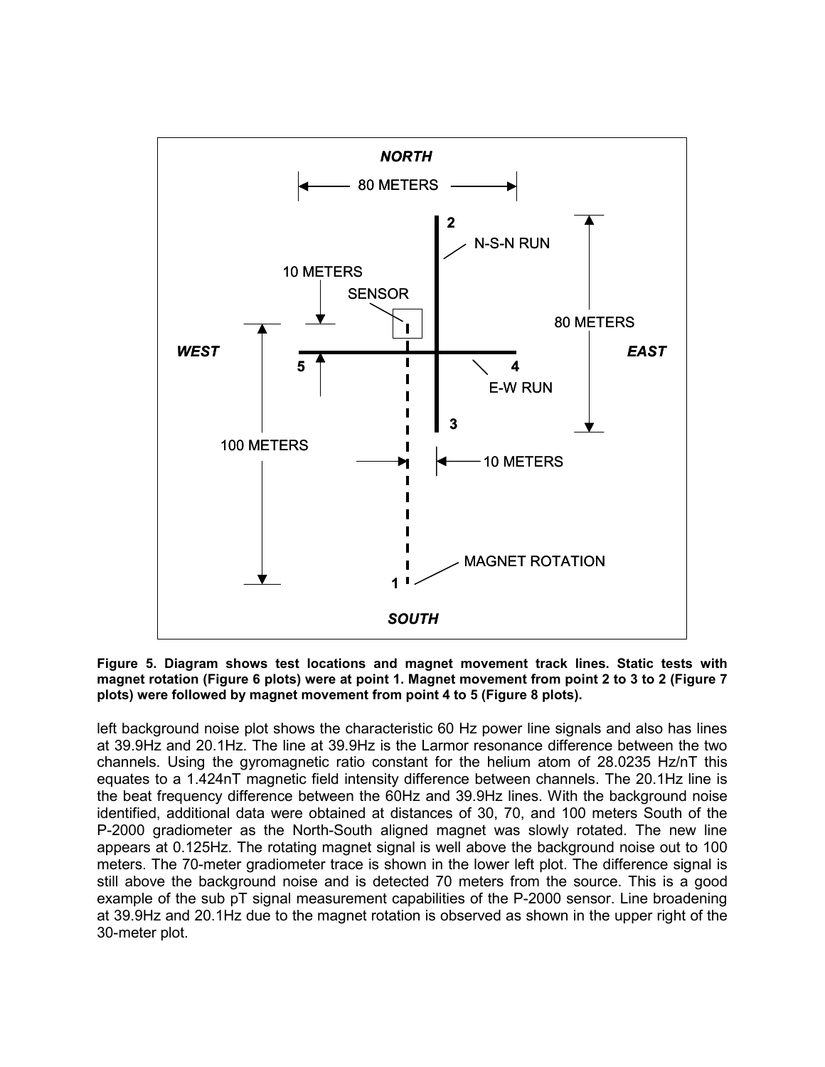**Figure 5. Diagram shows test locations and magnet movement track lines. Static tests with magnet rotation (Figure 6 plots) were at point 1. Magnet movement from point 2 to 3 to 2 (Figure 7 plots) were followed by magnet movement from point 4 to 5 (Figure 8 plots).**

left background noise plot shows the characteristic 60 Hz power line signals and also has lines at 39.9Hz and 20.1Hz. The line at 39.9Hz is the Larmor resonance difference between the two channels. Using the gyromagnetic ratio constant for the helium atom of 28.0235 Hz/nT this equates to a 1.424nT magnetic field intensity difference between channels. The 20.1Hz line is the beat frequency difference between the 60Hz and 39.9Hz lines. With the background noise identified, additional data were obtained at distances of 30, 70, and 100 meters South of the P-2000 gradiometer as the North-South aligned magnet was slowly rotated. The new line appears at 0.125Hz. The rotating magnet signal is well above the background noise out to 100 meters. The 70-meter gradiometer trace is shown in the lower left plot. The difference signal is still above the background noise and is detected 70 meters from the source. This is a good example of the sub pT signal measurement capabilities of the P-2000 sensor. Line broadening at 39.9Hz and 20.1Hz due to the magnet rotation is observed as shown in the upper right of the 30-meter plot.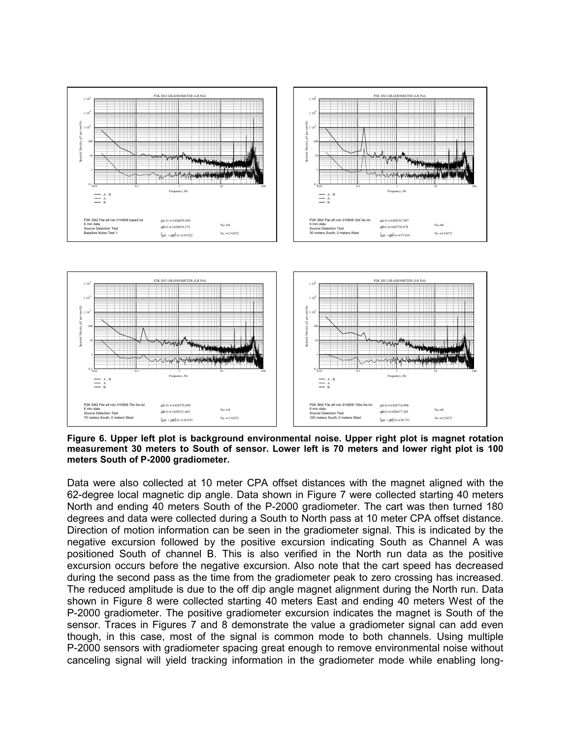**Figure 6. Upper left plot is background environmental noise. Upper right plot is magnet rotation measurement 30 meters to South of sensor. Lower left is 70 meters and lower right plot is 100 meters South of P-2000 gradiometer.**

Data were also collected at 10 meter CPA offset distances with the magnet aligned with the 62-degree local magnetic dip angle. Data shown in Figure 7 were collected starting 40 meters North and ending 40 meters South of the P-2000 gradiometer. The cart was then turned 180 degrees and data were collected during a South to North pass at 10 meter CPA offset distance. Direction of motion information can be seen in the gradiometer signal. This is indicated by the negative excursion followed by the positive excursion indicating South as Channel A was positioned South of channel B. This is also verified in the North run data as the positive excursion occurs before the negative excursion. Also note that the cart speed has decreased during the second pass as the time from the gradiometer peak to zero crossing has increased. The reduced amplitude is due to the off dip angle magnet alignment during the North run. Data shown in Figure 8 were collected starting 40 meters East and ending 40 meters West of the P-2000 gradiometer. The positive gradiometer excursion indicates the magnet is South of the sensor. Traces in Figures 7 and 8 demonstrate the value a gradiometer signal can add even though, in this case, most of the signal is common mode to both channels. Using multiple P-2000 sensors with gradiometer spacing great enough to remove environmental noise without canceling signal will yield tracking information in the gradiometer mode while enabling long-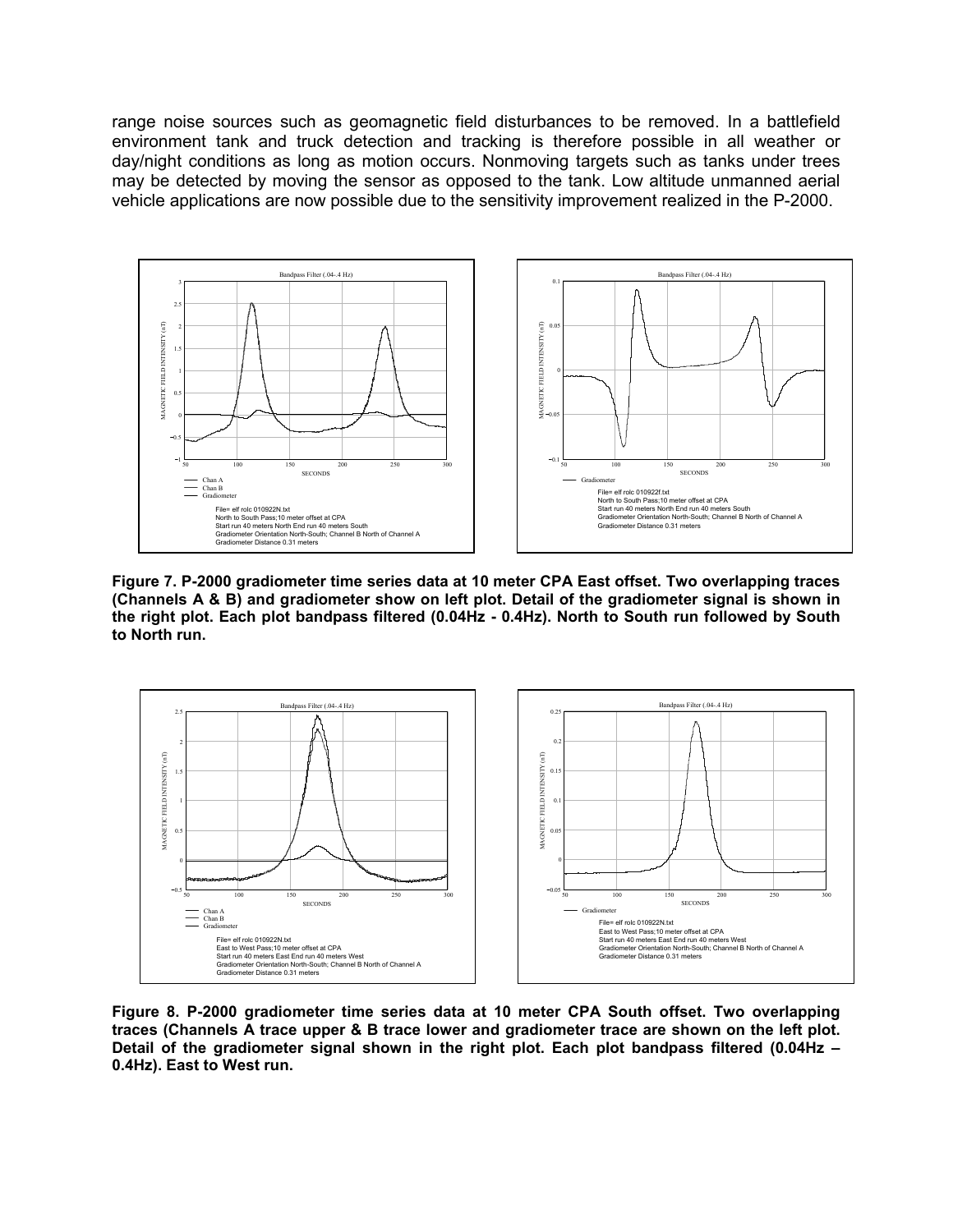range noise sources such as geomagnetic field disturbances to be removed. In a battlefield environment tank and truck detection and tracking is therefore possible in all weather or day/night conditions as long as motion occurs. Nonmoving targets such as tanks under trees may be detected by moving the sensor as opposed to the tank. Low altitude unmanned aerial vehicle applications are now possible due to the sensitivity improvement realized in the P-2000.

**Figure 7. P-2000 gradiometer time series data at 10 meter CPA East offset. Two overlapping traces (Channels A & B) and gradiometer show on left plot. Detail of the gradiometer signal is shown in the right plot. Each plot bandpass filtered (0.04Hz - 0.4Hz). North to South run followed by South to North run.**

**Figure 8. P-2000 gradiometer time series data at 10 meter CPA South offset. Two overlapping traces (Channels A trace upper & B trace lower and gradiometer trace are shown on the left plot. Detail of the gradiometer signal shown in the right plot. Each plot bandpass filtered (0.04Hz – 0.4Hz). East to West run.**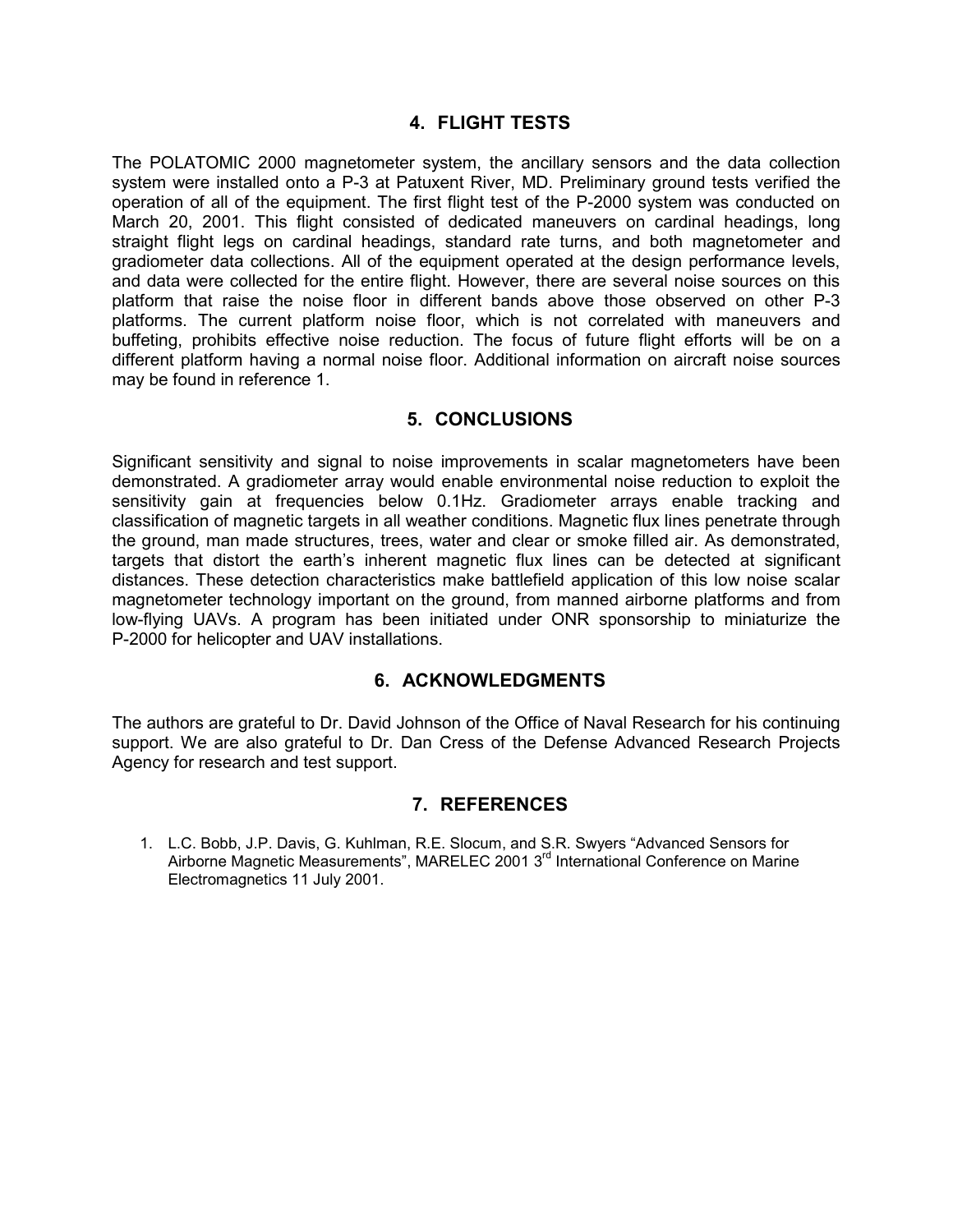## 4. FLIGHT TESTS

The POLATOMIC 2000 magnetometer system, the ancillary sensors and the data collection system were installed onto a P-3 at Patuxent River, MD. Preliminary ground tests verified the operation of all of the equipment. The first flight test of the P-2000 system was conducted on March 20, 2001. This flight consisted of dedicated maneuvers on cardinal headings, long straight flight legs on cardinal headings, standard rate turns, and both magnetometer and gradiometer data collections. All of the equipment operated at the design performance levels, and data were collected for the entire flight. However, there are several noise sources on this platform that raise the noise floor in different bands above those observed on other P-3 platforms. The current platform noise floor, which is not correlated with maneuvers and buffeting, prohibits effective noise reduction. The focus of future flight efforts will be on a different platform having a normal noise floor. Additional information on aircraft noise sources may be found in reference 1.

## 5. CONCLUSIONS

Significant sensitivity and signal to noise improvements in scalar magnetometers have been demonstrated. A gradiometer array would enable environmental noise reduction to exploit the sensitivity gain at frequencies below 0.1Hz. Gradiometer arrays enable tracking and classification of magnetic targets in all weather conditions. Magnetic flux lines penetrate through the ground, man made structures, trees, water and clear or smoke filled air. As demonstrated, targets that distort the earth's inherent magnetic flux lines can be detected at significant distances. These detection characteristics make battlefield application of this low noise scalar magnetometer technology important on the ground, from manned airborne platforms and from low-flying UAVs. A program has been initiated under ONR sponsorship to miniaturize the P-2000 for helicopter and UAV installations.

## 6. ACKNOWLEDGMENTS

The authors are grateful to Dr. David Johnson of the Office of Naval Research for his continuing support. We are also grateful to Dr. Dan Cress of the Defense Advanced Research Projects Agency for research and test support.

## 7. REFERENCES

1. L.C. Bobb, J.P. Davis, G. Kuhlman, R.E. Slocum, and S.R. Swyers "Advanced Sensors for Airborne Magnetic Measurements", MARELEC 2001 3rd International Conference on Marine Electromagnetics 11 July 2001.